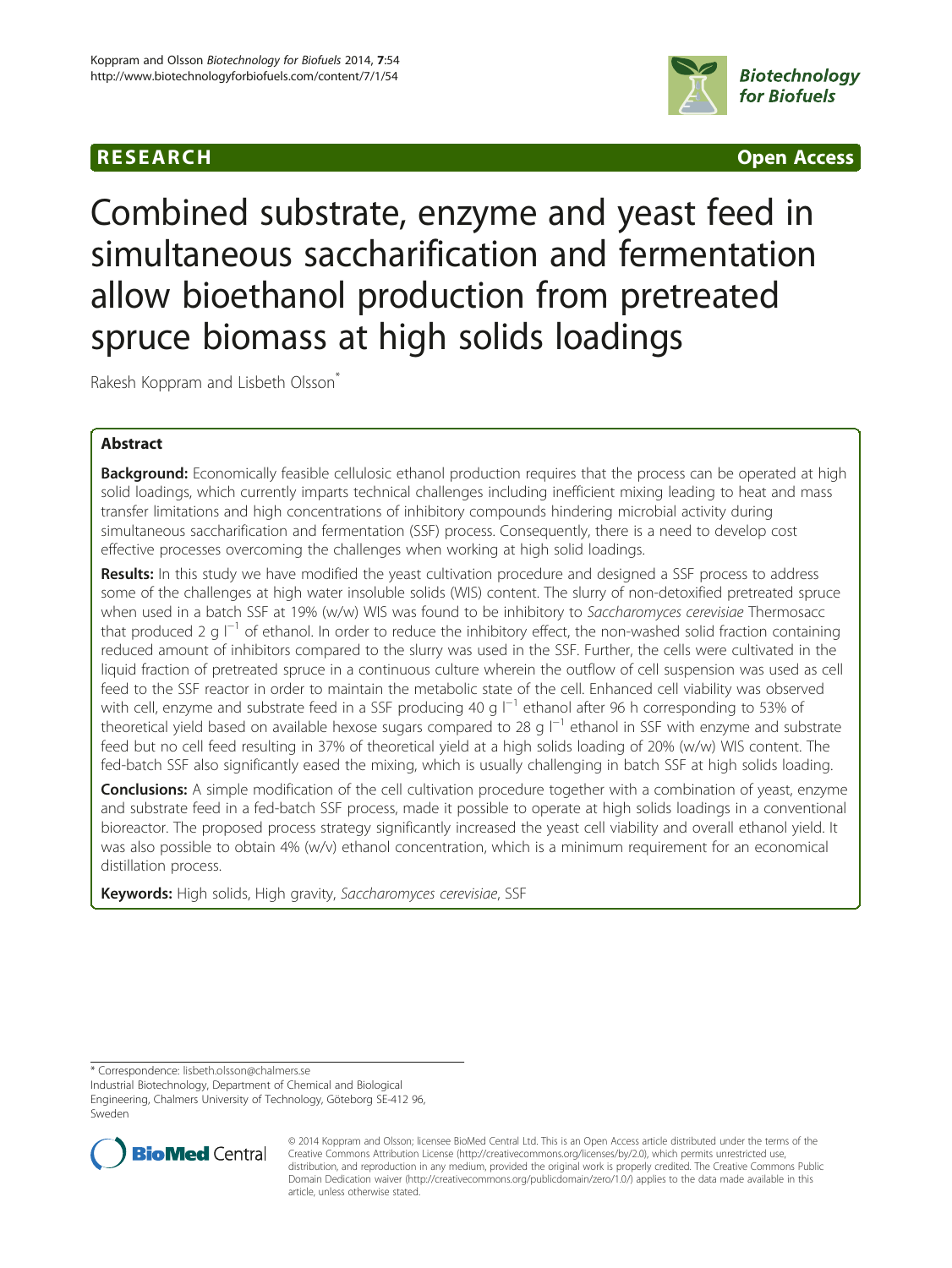RESEARCH Open Access

# Combined substrate, enzyme and yeast feed in simultaneous saccharification and fermentation allow bioethanol production from pretreated spruce biomass at high solids loadings

Rakesh Koppram and Lisbeth Olsson*

## Abstract

**Background:** Economically feasible cellulosic ethanol production requires that the process can be operated at high solid loadings, which currently imparts technical challenges including inefficient mixing leading to heat and mass transfer limitations and high concentrations of inhibitory compounds hindering microbial activity during simultaneous saccharification and fermentation (SSF) process. Consequently, there is a need to develop cost effective processes overcoming the challenges when working at high solid loadings.

**Results:** In this study we have modified the yeast cultivation procedure and designed a SSF process to address some of the challenges at high water insoluble solids (WIS) content. The slurry of non-detoxified pretreated spruce when used in a batch SSF at 19% (w/w) WIS was found to be inhibitory to *Saccharomyces cerevisiae* Thermosacc that produced 2 g $l^{-1}$ of ethanol. In order to reduce the inhibitory effect, the non-washed solid fraction containing reduced amount of inhibitors compared to the slurry was used in the SSF. Further, the cells were cultivated in the liquid fraction of pretreated spruce in a continuous culture wherein the outflow of cell suspension was used as cell feed to the SSF reactor in order to maintain the metabolic state of the cell. Enhanced cell viability was observed with cell, enzyme and substrate feed in a SSF producing 40 g $l^{-1}$ ethanol after 96 h corresponding to 53% of theoretical yield based on available hexose sugars compared to 28 g $l^{-1}$ ethanol in SSF with enzyme and substrate feed but no cell feed resulting in 37% of theoretical yield at a high solids loading of 20% (w/w) WIS content. The fed-batch SSF also significantly eased the mixing, which is usually challenging in batch SSF at high solids loading.

**Conclusions:** A simple modification of the cell cultivation procedure together with a combination of yeast, enzyme and substrate feed in a fed-batch SSF process, made it possible to operate at high solids loadings in a conventional bioreactor. The proposed process strategy significantly increased the yeast cell viability and overall ethanol yield. It was also possible to obtain 4% (w/v) ethanol concentration, which is a minimum requirement for an economical distillation process.

**Keywords:** High solids, High gravity, *Saccharomyces cerevisiae*, SSF

* Correspondence: lisbeth.olsson@chalmers.se
Industrial Biotechnology, Department of Chemical and Biological Engineering, Chalmers University of Technology, Göteborg SE-412 96, Sweden

© 2014 Koppram and Olsson; licensee BioMed Central Ltd. This is an Open Access article distributed under the terms of the Creative Commons Attribution License (http://creativecommons.org/licenses/by/2.0), which permits unrestricted use, distribution, and reproduction in any medium, provided the original work is properly credited. The Creative Commons Public Domain Dedication waiver (http://creativecommons.org/publicdomain/zero/1.0/) applies to the data made available in this article, unless otherwise stated.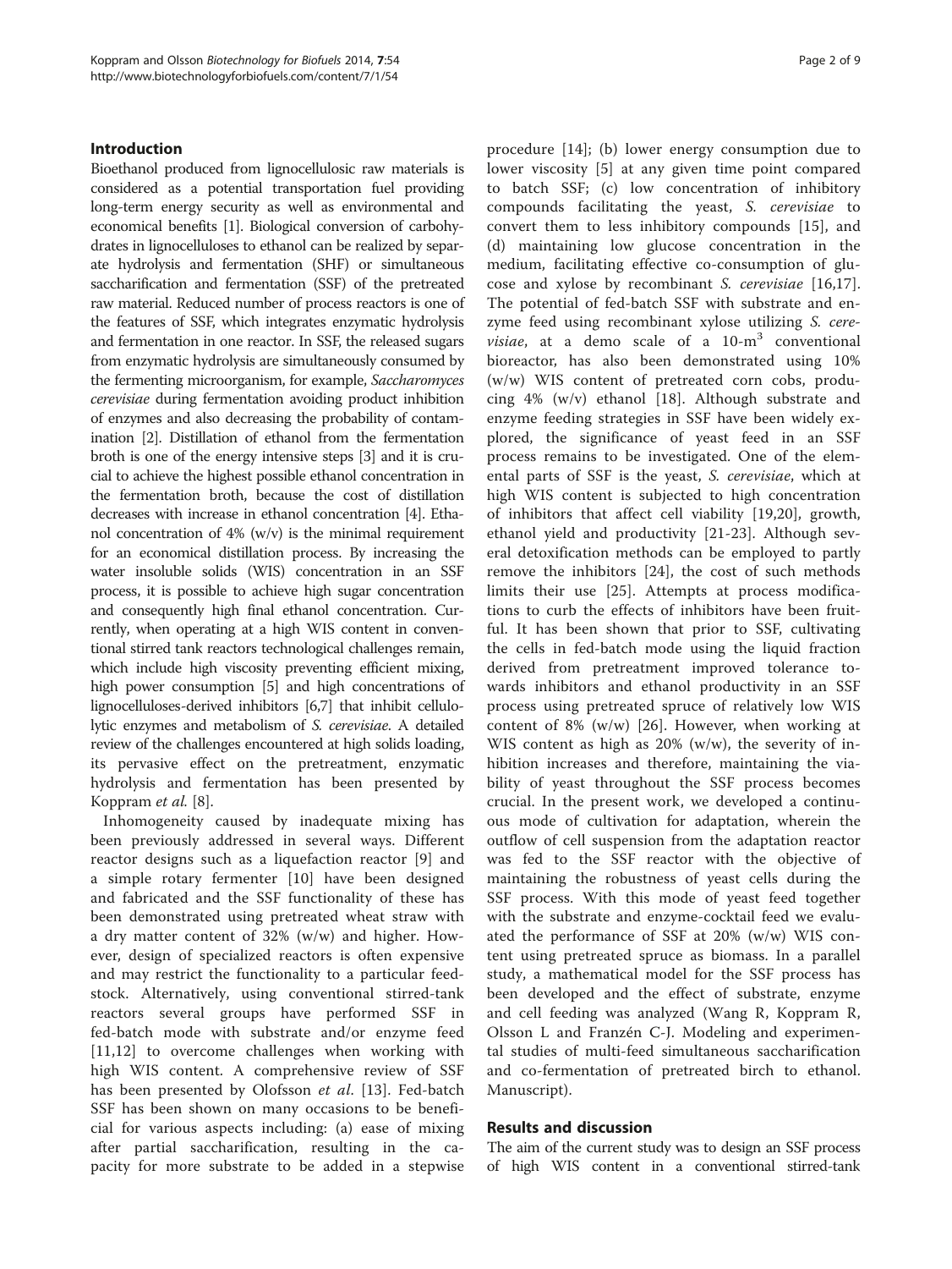## Introduction

Bioethanol produced from lignocellulosic raw materials is considered as a potential transportation fuel providing long-term energy security as well as environmental and economical benefits [1]. Biological conversion of carbohydrates in lignocelluloses to ethanol can be realized by separate hydrolysis and fermentation (SHF) or simultaneous saccharification and fermentation (SSF) of the pretreated raw material. Reduced number of process reactors is one of the features of SSF, which integrates enzymatic hydrolysis and fermentation in one reactor. In SSF, the released sugars from enzymatic hydrolysis are simultaneously consumed by the fermenting microorganism, for example, *Saccharomyces cerevisiae* during fermentation avoiding product inhibition of enzymes and also decreasing the probability of contamination [2]. Distillation of ethanol from the fermentation broth is one of the energy intensive steps [3] and it is crucial to achieve the highest possible ethanol concentration in the fermentation broth, because the cost of distillation decreases with increase in ethanol concentration [4]. Ethanol concentration of 4% (w/v) is the minimal requirement for an economical distillation process. By increasing the water insoluble solids (WIS) concentration in an SSF process, it is possible to achieve high sugar concentration and consequently high final ethanol concentration. Currently, when operating at a high WIS content in conventional stirred tank reactors technological challenges remain, which include high viscosity preventing efficient mixing, high power consumption [5] and high concentrations of lignocelluloses-derived inhibitors [6,7] that inhibit cellulolytic enzymes and metabolism of *S. cerevisiae*. A detailed review of the challenges encountered at high solids loading, its pervasive effect on the pretreatment, enzymatic hydrolysis and fermentation has been presented by Koppram *et al.* [8].

Inhomogeneity caused by inadequate mixing has been previously addressed in several ways. Different reactor designs such as a liquefaction reactor [9] and a simple rotary fermenter [10] have been designed and fabricated and the SSF functionality of these has been demonstrated using pretreated wheat straw with a dry matter content of 32% (w/w) and higher. However, design of specialized reactors is often expensive and may restrict the functionality to a particular feedstock. Alternatively, using conventional stirred-tank reactors several groups have performed SSF in fed-batch mode with substrate and/or enzyme feed [11,12] to overcome challenges when working with high WIS content. A comprehensive review of SSF has been presented by Olofsson *et al*. [13]. Fed-batch SSF has been shown on many occasions to be beneficial for various aspects including: (a) ease of mixing after partial saccharification, resulting in the capacity for more substrate to be added in a stepwise procedure [14]; (b) lower energy consumption due to lower viscosity [5] at any given time point compared to batch SSF; (c) low concentration of inhibitory compounds facilitating the yeast, *S. cerevisiae* to convert them to less inhibitory compounds [15], and (d) maintaining low glucose concentration in the medium, facilitating effective co-consumption of glucose and xylose by recombinant *S. cerevisiae* [16,17]. The potential of fed-batch SSF with substrate and enzyme feed using recombinant xylose utilizing *S. cerevisiae*, at a demo scale of a 10-$m^3$ conventional bioreactor, has also been demonstrated using 10% (w/w) WIS content of pretreated corn cobs, producing 4% (w/v) ethanol [18]. Although substrate and enzyme feeding strategies in SSF have been widely explored, the significance of yeast feed in an SSF process remains to be investigated. One of the elemental parts of SSF is the yeast, *S. cerevisiae*, which at high WIS content is subjected to high concentration of inhibitors that affect cell viability [19,20], growth, ethanol yield and productivity [21-23]. Although several detoxification methods can be employed to partly remove the inhibitors [24], the cost of such methods limits their use [25]. Attempts at process modifications to curb the effects of inhibitors have been fruitful. It has been shown that prior to SSF, cultivating the cells in fed-batch mode using the liquid fraction derived from pretreatment improved tolerance towards inhibitors and ethanol productivity in an SSF process using pretreated spruce of relatively low WIS content of 8% (w/w) [26]. However, when working at WIS content as high as 20% (w/w), the severity of inhibition increases and therefore, maintaining the viability of yeast throughout the SSF process becomes crucial. In the present work, we developed a continuous mode of cultivation for adaptation, wherein the outflow of cell suspension from the adaptation reactor was fed to the SSF reactor with the objective of maintaining the robustness of yeast cells during the SSF process. With this mode of yeast feed together with the substrate and enzyme-cocktail feed we evaluated the performance of SSF at 20% (w/w) WIS content using pretreated spruce as biomass. In a parallel study, a mathematical model for the SSF process has been developed and the effect of substrate, enzyme and cell feeding was analyzed (Wang R, Koppram R, Olsson L and Franzén C-J. Modeling and experimental studies of multi-feed simultaneous saccharification and co-fermentation of pretreated birch to ethanol. Manuscript).

## Results and discussion

The aim of the current study was to design an SSF process of high WIS content in a conventional stirred-tank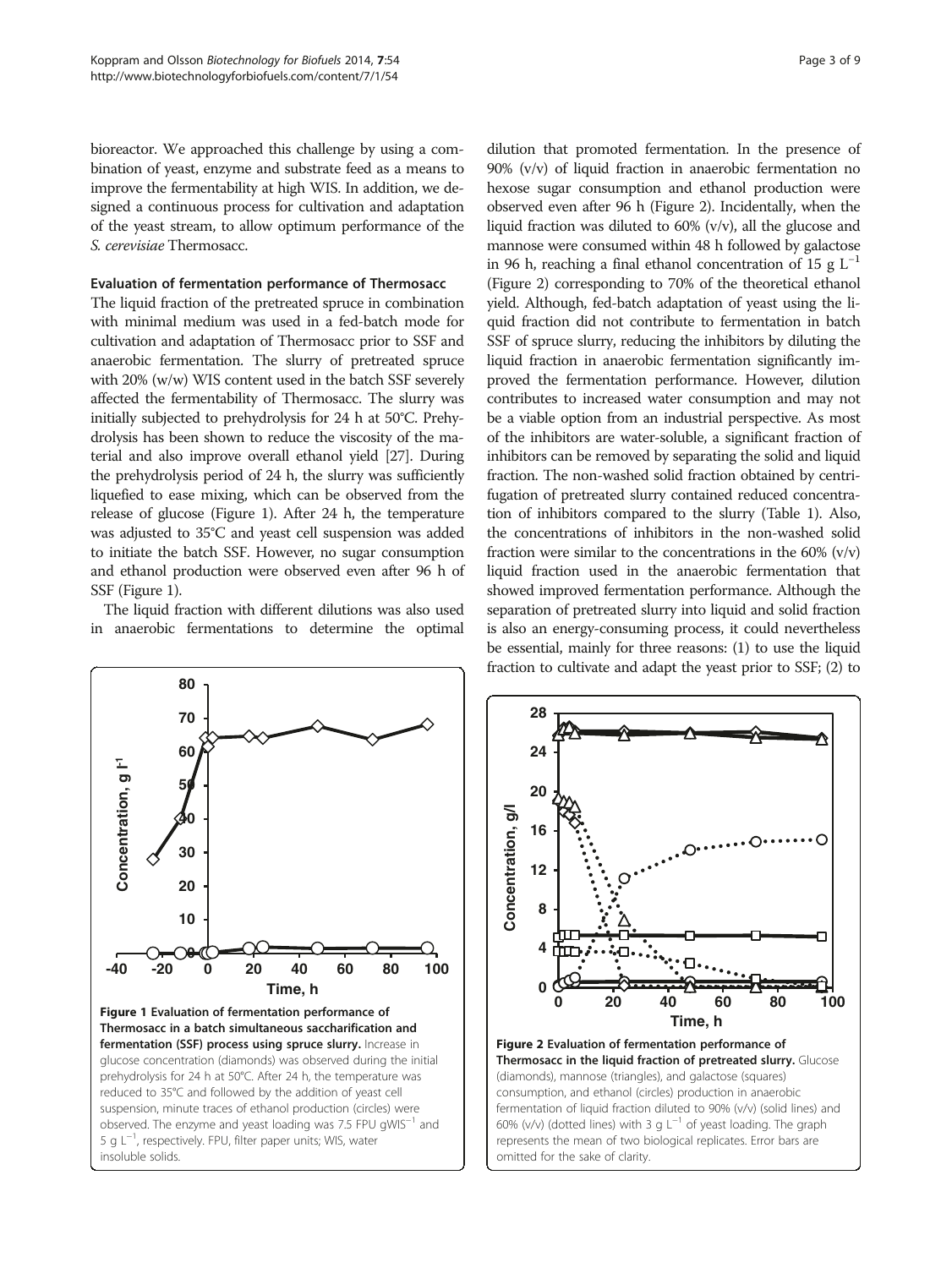bioreactor. We approached this challenge by using a combination of yeast, enzyme and substrate feed as a means to improve the fermentability at high WIS. In addition, we designed a continuous process for cultivation and adaptation of the yeast stream, to allow optimum performance of the *S. cerevisiae* Thermosacc.

### Evaluation of fermentation performance of Thermosacc

The liquid fraction of the pretreated spruce in combination with minimal medium was used in a fed-batch mode for cultivation and adaptation of Thermosacc prior to SSF and anaerobic fermentation. The slurry of pretreated spruce with 20% (w/w) WIS content used in the batch SSF severely affected the fermentability of Thermosacc. The slurry was initially subjected to prehydrolysis for 24 h at 50°C. Prehydrolysis has been shown to reduce the viscosity of the material and also improve overall ethanol yield [27]. During the prehydrolysis period of 24 h, the slurry was sufficiently liquefied to ease mixing, which can be observed from the release of glucose (Figure 1). After 24 h, the temperature was adjusted to 35°C and yeast cell suspension was added to initiate the batch SSF. However, no sugar consumption and ethanol production were observed even after 96 h of SSF (Figure 1).

The liquid fraction with different dilutions was also used in anaerobic fermentations to determine the optimal dilution that promoted fermentation. In the presence of 90% (v/v) of liquid fraction in anaerobic fermentation no hexose sugar consumption and ethanol production were observed even after 96 h (Figure 2). Incidentally, when the liquid fraction was diluted to 60% (v/v), all the glucose and mannose were consumed within 48 h followed by galactose in 96 h, reaching a final ethanol concentration of 15 g $L^{-1}$ (Figure 2) corresponding to 70% of the theoretical ethanol yield. Although, fed-batch adaptation of yeast using the liquid fraction did not contribute to fermentation in batch SSF of spruce slurry, reducing the inhibitors by diluting the liquid fraction in anaerobic fermentation significantly improved the fermentation performance. However, dilution contributes to increased water consumption and may not be a viable option from an industrial perspective. As most of the inhibitors are water-soluble, a significant fraction of inhibitors can be removed by separating the solid and liquid fraction. The non-washed solid fraction obtained by centrifugation of pretreated slurry contained reduced concentration of inhibitors compared to the slurry (Table 1). Also, the concentrations of inhibitors in the non-washed solid fraction were similar to the concentrations in the 60% (v/v) liquid fraction used in the anaerobic fermentation that showed improved fermentation performance. Although the separation of pretreated slurry into liquid and solid fraction is also an energy-consuming process, it could nevertheless be essential, mainly for three reasons: (1) to use the liquid fraction to cultivate and adapt the yeast prior to SSF; (2) to

**Figure 1 Evaluation of fermentation performance of Thermosacc in a batch simultaneous saccharification and fermentation (SSF) process using spruce slurry.** Increase in glucose concentration (diamonds) was observed during the initial prehydrolysis for 24 h at 50°C. After 24 h, the temperature was reduced to 35°C and followed by the addition of yeast cell suspension, minute traces of ethanol production (circles) were observed. The enzyme and yeast loading was 7.5 FPU $gWIS^{-1}$ and 5 g $L^{-1}$, respectively. FPU, filter paper units; WIS, water insoluble solids.

**Figure 2 Evaluation of fermentation performance of Thermosacc in the liquid fraction of pretreated slurry.** Glucose (diamonds), mannose (triangles), and galactose (squares) consumption, and ethanol (circles) production in anaerobic fermentation of liquid fraction diluted to 90% (v/v) (solid lines) and 60% (v/v) (dotted lines) with 3 g $L^{-1}$ of yeast loading. The graph represents the mean of two biological replicates. Error bars are omitted for the sake of clarity.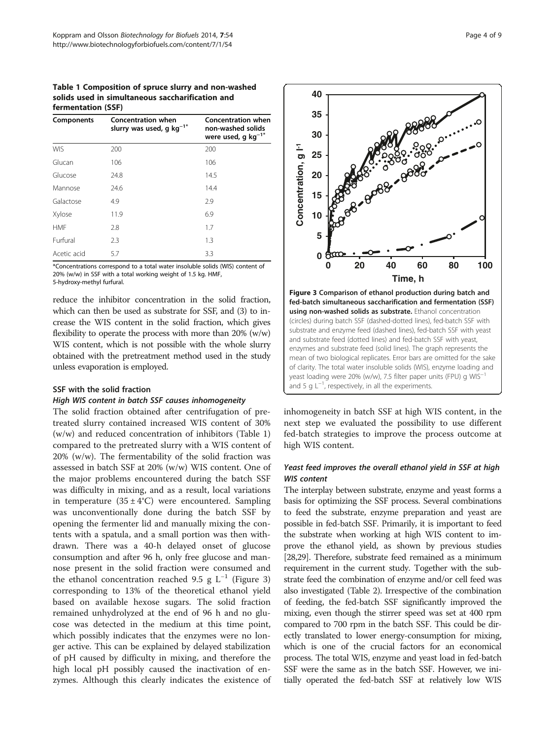**Table 1 Composition of spruce slurry and non-washed solids used in simultaneous saccharification and fermentation (SSF)**

| Components | Concentration when slurry was used, g kg$^{-1*}$ | Concentration when non-washed solids were used, g kg$^{-1*}$ |
|---|---|---|
| WIS | 200 | 200 |
| Glucan | 106 | 106 |
| Glucose | 24.8 | 14.5 |
| Mannose | 24.6 | 14.4 |
| Galactose | 4.9 | 2.9 |
| Xylose | 11.9 | 6.9 |
| HMF | 2.8 | 1.7 |
| Furfural | 2.3 | 1.3 |
| Acetic acid | 5.7 | 3.3 |

*Concentrations correspond to a total water insoluble solids (WIS) content of 20% (w/w) in SSF with a total working weight of 1.5 kg. HMF, 5-hydroxy-methyl furfural.

reduce the inhibitor concentration in the solid fraction, which can then be used as substrate for SSF, and (3) to increase the WIS content in the solid fraction, which gives flexibility to operate the process with more than 20% (w/w) WIS content, which is not possible with the whole slurry obtained with the pretreatment method used in the study unless evaporation is employed.

### SSF with the solid fraction

#### *High WIS content in batch SSF causes inhomogeneity*

The solid fraction obtained after centrifugation of pretreated slurry contained increased WIS content of 30% (w/w) and reduced concentration of inhibitors (Table 1) compared to the pretreated slurry with a WIS content of 20% (w/w). The fermentability of the solid fraction was assessed in batch SSF at 20% (w/w) WIS content. One of the major problems encountered during the batch SSF was difficulty in mixing, and as a result, local variations in temperature (35 ± 4°C) were encountered. Sampling was unconventionally done during the batch SSF by opening the fermenter lid and manually mixing the contents with a spatula, and a small portion was then withdrawn. There was a 40-h delayed onset of glucose consumption and after 96 h, only free glucose and mannose present in the solid fraction were consumed and the ethanol concentration reached 9.5 g L$^{-1}$ (Figure 3) corresponding to 13% of the theoretical ethanol yield based on available hexose sugars. The solid fraction remained unhydrolyzed at the end of 96 h and no glucose was detected in the medium at this time point, which possibly indicates that the enzymes were no longer active. This can be explained by delayed stabilization of pH caused by difficulty in mixing, and therefore the high local pH possibly caused the inactivation of enzymes. Although this clearly indicates the existence of inhomogeneity in batch SSF at high WIS content, in the next step we evaluated the possibility to use different fed-batch strategies to improve the process outcome at high WIS content.

**Figure 3 Comparison of ethanol production during batch and fed-batch simultaneous saccharification and fermentation (SSF) using non-washed solids as substrate.** Ethanol concentration (circles) during batch SSF (dashed-dotted lines), fed-batch SSF with substrate and enzyme feed (dashed lines), fed-batch SSF with yeast and substrate feed (dotted lines) and fed-batch SSF with yeast, enzymes and substrate feed (solid lines). The graph represents the mean of two biological replicates. Error bars are omitted for the sake of clarity. The total water insoluble solids (WIS), enzyme loading and yeast loading were 20% (w/w), 7.5 filter paper units (FPU) g WIS$^{-1}$ and 5 g L$^{-1}$, respectively, in all the experiments.

#### *Yeast feed improves the overall ethanol yield in SSF at high WIS content*

The interplay between substrate, enzyme and yeast forms a basis for optimizing the SSF process. Several combinations to feed the substrate, enzyme preparation and yeast are possible in fed-batch SSF. Primarily, it is important to feed the substrate when working at high WIS content to improve the ethanol yield, as shown by previous studies [28,29]. Therefore, substrate feed remained as a minimum requirement in the current study. Together with the substrate feed the combination of enzyme and/or cell feed was also investigated (Table 2). Irrespective of the combination of feeding, the fed-batch SSF significantly improved the mixing, even though the stirrer speed was set at 400 rpm compared to 700 rpm in the batch SSF. This could be directly translated to lower energy-consumption for mixing, which is one of the crucial factors for an economical process. The total WIS, enzyme and yeast load in fed-batch SSF were the same as in the batch SSF. However, we initially operated the fed-batch SSF at relatively low WIS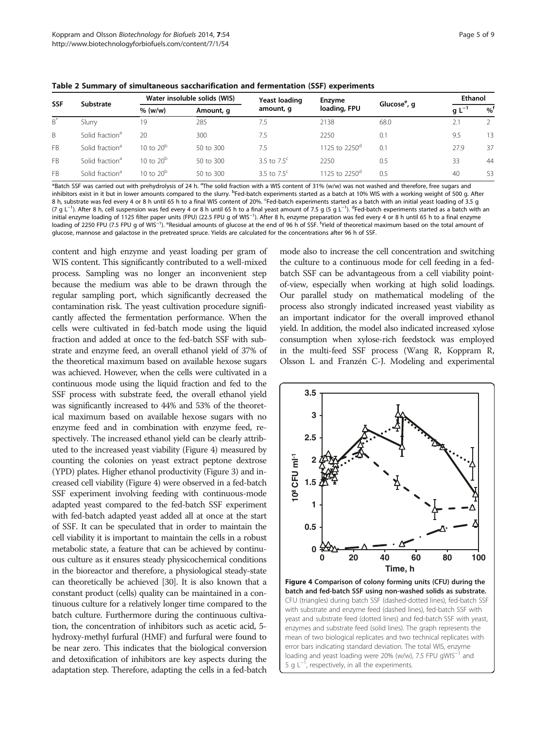**Table 2 Summary of simultaneous saccharification and fermentation (SSF) experiments**

| SSF | Substrate | Water insoluble solids (WIS) | | Yeast loading amount, g | Enzyme loading, FPU | Glucose[e], g | Ethanol | |
|---|---|---|---|---|---|---|---|---|
| | | % (w/w) | Amount, g | | | | g L$^{-1}$ | %[f] |
| B* | Slurry | 19 | 285 | 7.5 | 2138 | 68.0 | 2.1 | 2 |
| B | Solid fraction[a] | 20 | 300 | 7.5 | 2250 | 0.1 | 9.5 | 13 |
| FB | Solid fraction[a] | 10 to 20[b] | 50 to 300 | 7.5 | 1125 to 2250[d] | 0.1 | 27.9 | 37 |
| FB | Solid fraction[a] | 10 to 20[b] | 50 to 300 | 3.5 to 7.5[c] | 2250 | 0.5 | 33 | 44 |
| FB | Solid fraction[a] | 10 to 20[b] | 50 to 300 | 3.5 to 7.5[c] | 1125 to 2250[d] | 0.5 | 40 | 53 |

*Batch SSF was carried out with prehydrolysis of 24 h. [a]The solid fraction with a WIS content of 31% (w/w) was not washed and therefore, free sugars and inhibitors exist in it but in lower amounts compared to the slurry. [b]Fed-batch experiments started as a batch at 10% WIS with a working weight of 500 g. After 8 h, substrate was fed every 4 or 8 h until 65 h to a final WIS content of 20%. [c]Fed-batch experiments started as a batch with an initial yeast loading of 3.5 g (7 g L$^{-1}$). After 8 h, cell suspension was fed every 4 or 8 h until 65 h to a final yeast amount of 7.5 g (5 g L$^{-1}$). [d]Fed-batch experiments started as a batch with an initial enzyme loading of 1125 filter paper units (FPU) (22.5 FPU g of WIS$^{-1}$). After 8 h, enzyme preparation was fed every 4 or 8 h until 65 h to a final enzyme loading of 2250 FPU (7.5 FPU g of WIS$^{-1}$). [e]Residual amounts of glucose at the end of 96 h of SSF. [f]Yield of theoretical maximum based on the total amount of glucose, mannose and galactose in the pretreated spruce. Yields are calculated for the concentrations after 96 h of SSF.

content and high enzyme and yeast loading per gram of WIS content. This significantly contributed to a well-mixed process. Sampling was no longer an inconvenient step because the medium was able to be drawn through the regular sampling port, which significantly decreased the contamination risk. The yeast cultivation procedure significantly affected the fermentation performance. When the cells were cultivated in fed-batch mode using the liquid fraction and added at once to the fed-batch SSF with substrate and enzyme feed, an overall ethanol yield of 37% of the theoretical maximum based on available hexose sugars was achieved. However, when the cells were cultivated in a continuous mode using the liquid fraction and fed to the SSF process with substrate feed, the overall ethanol yield was significantly increased to 44% and 53% of the theoretical maximum based on available hexose sugars with no enzyme feed and in combination with enzyme feed, respectively. The increased ethanol yield can be clearly attributed to the increased yeast viability (Figure 4) measured by counting the colonies on yeast extract peptone dextrose (YPD) plates. Higher ethanol productivity (Figure 3) and increased cell viability (Figure 4) were observed in a fed-batch SSF experiment involving feeding with continuous-mode adapted yeast compared to the fed-batch SSF experiment with fed-batch adapted yeast added all at once at the start of SSF. It can be speculated that in order to maintain the cell viability it is important to maintain the cells in a robust metabolic state, a feature that can be achieved by continuous culture as it ensures steady physicochemical conditions in the bioreactor and therefore, a physiological steady-state can theoretically be achieved [30]. It is also known that a constant product (cells) quality can be maintained in a continuous culture for a relatively longer time compared to the batch culture. Furthermore during the continuous cultivation, the concentration of inhibitors such as acetic acid, 5-hydroxy-methyl furfural (HMF) and furfural were found to be near zero. This indicates that the biological conversion and detoxification of inhibitors are key aspects during the adaptation step. Therefore, adapting the cells in a fed-batch mode also to increase the cell concentration and switching the culture to a continuous mode for cell feeding in a fed-batch SSF can be advantageous from a cell viability point-of-view, especially when working at high solid loadings. Our parallel study on mathematical modeling of the process also strongly indicated increased yeast viability as an important indicator for the overall improved ethanol yield. In addition, the model also indicated increased xylose consumption when xylose-rich feedstock was employed in the multi-feed SSF process (Wang R, Koppram R, Olsson L and Franzén C-J. Modeling and experimental

**Figure 4 Comparison of colony forming units (CFU) during the batch and fed-batch SSF using non-washed solids as substrate.** CFU (triangles) during batch SSF (dashed-dotted lines), fed-batch SSF with substrate and enzyme feed (dashed lines), fed-batch SSF with yeast and substrate feed (dotted lines) and fed-batch SSF with yeast, enzymes and substrate feed (solid lines). The graph represents the mean of two biological replicates and two technical replicates with error bars indicating standard deviation. The total WIS, enzyme loading and yeast loading were 20% (w/w), 7.5 FPU gWIS$^{-1}$ and 5 g L$^{-1}$, respectively, in all the experiments.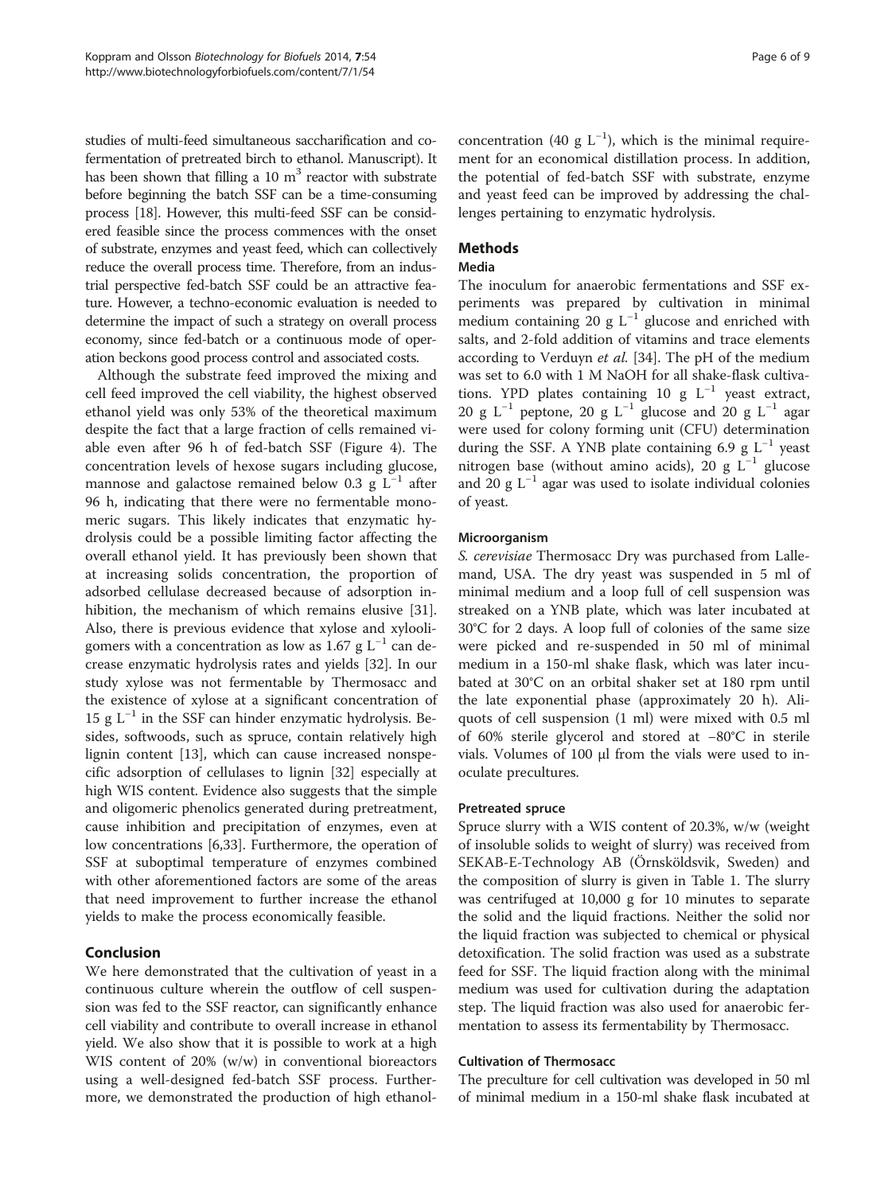studies of multi-feed simultaneous saccharification and co-fermentation of pretreated birch to ethanol. Manuscript). It has been shown that filling a 10 $m^3$ reactor with substrate before beginning the batch SSF can be a time-consuming process [18]. However, this multi-feed SSF can be considered feasible since the process commences with the onset of substrate, enzymes and yeast feed, which can collectively reduce the overall process time. Therefore, from an industrial perspective fed-batch SSF could be an attractive feature. However, a techno-economic evaluation is needed to determine the impact of such a strategy on overall process economy, since fed-batch or a continuous mode of operation beckons good process control and associated costs.

Although the substrate feed improved the mixing and cell feed improved the cell viability, the highest observed ethanol yield was only 53% of the theoretical maximum despite the fact that a large fraction of cells remained viable even after 96 h of fed-batch SSF (Figure 4). The concentration levels of hexose sugars including glucose, mannose and galactose remained below 0.3 g $L^{-1}$ after 96 h, indicating that there were no fermentable monomeric sugars. This likely indicates that enzymatic hydrolysis could be a possible limiting factor affecting the overall ethanol yield. It has previously been shown that at increasing solids concentration, the proportion of adsorbed cellulase decreased because of adsorption inhibition, the mechanism of which remains elusive [31]. Also, there is previous evidence that xylose and xylooligomers with a concentration as low as 1.67 g $L^{-1}$ can decrease enzymatic hydrolysis rates and yields [32]. In our study xylose was not fermentable by Thermosacc and the existence of xylose at a significant concentration of 15 g $L^{-1}$ in the SSF can hinder enzymatic hydrolysis. Besides, softwoods, such as spruce, contain relatively high lignin content [13], which can cause increased nonspecific adsorption of cellulases to lignin [32] especially at high WIS content. Evidence also suggests that the simple and oligomeric phenolics generated during pretreatment, cause inhibition and precipitation of enzymes, even at low concentrations [6,33]. Furthermore, the operation of SSF at suboptimal temperature of enzymes combined with other aforementioned factors are some of the areas that need improvement to further increase the ethanol yields to make the process economically feasible.

## Conclusion

We here demonstrated that the cultivation of yeast in a continuous culture wherein the outflow of cell suspension was fed to the SSF reactor, can significantly enhance cell viability and contribute to overall increase in ethanol yield. We also show that it is possible to work at a high WIS content of 20% (w/w) in conventional bioreactors using a well-designed fed-batch SSF process. Furthermore, we demonstrated the production of high ethanol-concentration (40 g $L^{-1}$), which is the minimal requirement for an economical distillation process. In addition, the potential of fed-batch SSF with substrate, enzyme and yeast feed can be improved by addressing the challenges pertaining to enzymatic hydrolysis.

## Methods

### Media

The inoculum for anaerobic fermentations and SSF experiments was prepared by cultivation in minimal medium containing 20 g $L^{-1}$ glucose and enriched with salts, and 2-fold addition of vitamins and trace elements according to Verduyn *et al.* [34]. The pH of the medium was set to 6.0 with 1 M NaOH for all shake-flask cultivations. YPD plates containing 10 g $L^{-1}$ yeast extract, 20 g $L^{-1}$ peptone, 20 g $L^{-1}$ glucose and 20 g $L^{-1}$ agar were used for colony forming unit (CFU) determination during the SSF. A YNB plate containing 6.9 g $L^{-1}$ yeast nitrogen base (without amino acids), 20 g $L^{-1}$ glucose and 20 g $L^{-1}$ agar was used to isolate individual colonies of yeast.

#### Microorganism

*S. cerevisiae* Thermosacc Dry was purchased from Lallemand, USA. The dry yeast was suspended in 5 ml of minimal medium and a loop full of cell suspension was streaked on a YNB plate, which was later incubated at 30°C for 2 days. A loop full of colonies of the same size were picked and re-suspended in 50 ml of minimal medium in a 150-ml shake flask, which was later incubated at 30°C on an orbital shaker set at 180 rpm until the late exponential phase (approximately 20 h). Aliquots of cell suspension (1 ml) were mixed with 0.5 ml of 60% sterile glycerol and stored at −80°C in sterile vials. Volumes of 100 μl from the vials were used to inoculate precultures.

#### Pretreated spruce

Spruce slurry with a WIS content of 20.3%, w/w (weight of insoluble solids to weight of slurry) was received from SEKAB-E-Technology AB (Örnsköldsvik, Sweden) and the composition of slurry is given in Table 1. The slurry was centrifuged at 10,000 g for 10 minutes to separate the solid and the liquid fractions. Neither the solid nor the liquid fraction was subjected to chemical or physical detoxification. The solid fraction was used as a substrate feed for SSF. The liquid fraction along with the minimal medium was used for cultivation during the adaptation step. The liquid fraction was also used for anaerobic fermentation to assess its fermentability by Thermosacc.

#### Cultivation of Thermosacc

The preculture for cell cultivation was developed in 50 ml of minimal medium in a 150-ml shake flask incubated at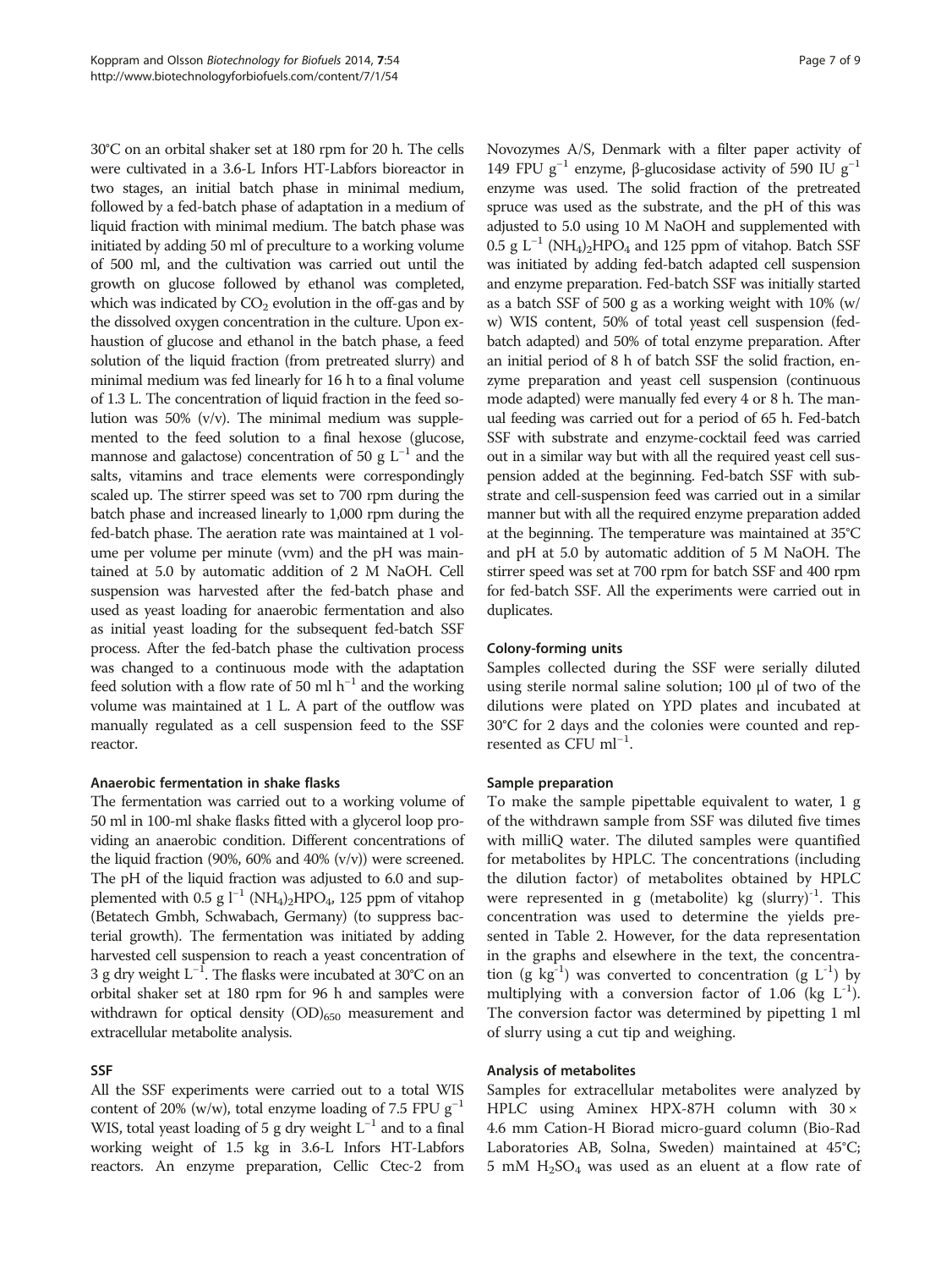30°C on an orbital shaker set at 180 rpm for 20 h. The cells were cultivated in a 3.6-L Infors HT-Labfors bioreactor in two stages, an initial batch phase in minimal medium, followed by a fed-batch phase of adaptation in a medium of liquid fraction with minimal medium. The batch phase was initiated by adding 50 ml of preculture to a working volume of 500 ml, and the cultivation was carried out until the growth on glucose followed by ethanol was completed, which was indicated by $CO_2$ evolution in the off-gas and by the dissolved oxygen concentration in the culture. Upon exhaustion of glucose and ethanol in the batch phase, a feed solution of the liquid fraction (from pretreated slurry) and minimal medium was fed linearly for 16 h to a final volume of 1.3 L. The concentration of liquid fraction in the feed solution was 50% (v/v). The minimal medium was supplemented to the feed solution to a final hexose (glucose, mannose and galactose) concentration of 50 g $L^{-1}$ and the salts, vitamins and trace elements were correspondingly scaled up. The stirrer speed was set to 700 rpm during the batch phase and increased linearly to 1,000 rpm during the fed-batch phase. The aeration rate was maintained at 1 volume per volume per minute (vvm) and the pH was maintained at 5.0 by automatic addition of 2 M NaOH. Cell suspension was harvested after the fed-batch phase and used as yeast loading for anaerobic fermentation and also as initial yeast loading for the subsequent fed-batch SSF process. After the fed-batch phase the cultivation process was changed to a continuous mode with the adaptation feed solution with a flow rate of 50 ml $h^{-1}$ and the working volume was maintained at 1 L. A part of the outflow was manually regulated as a cell suspension feed to the SSF reactor.

#### Anaerobic fermentation in shake flasks

The fermentation was carried out to a working volume of 50 ml in 100-ml shake flasks fitted with a glycerol loop providing an anaerobic condition. Different concentrations of the liquid fraction (90%, 60% and 40% (v/v)) were screened. The pH of the liquid fraction was adjusted to 6.0 and supplemented with 0.5 g $l^{-1}$ $(NH_4)_2HPO_4$, 125 ppm of vitahop (Betatech Gmbh, Schwabach, Germany) (to suppress bacterial growth). The fermentation was initiated by adding harvested cell suspension to reach a yeast concentration of 3 g dry weight $L^{-1}$. The flasks were incubated at 30°C on an orbital shaker set at 180 rpm for 96 h and samples were withdrawn for optical density $(OD)_{650}$ measurement and extracellular metabolite analysis.

#### SSF

All the SSF experiments were carried out to a total WIS content of 20% (w/w), total enzyme loading of 7.5 FPU $g^{-1}$ WIS, total yeast loading of 5 g dry weight $L^{-1}$ and to a final working weight of 1.5 kg in 3.6-L Infors HT-Labfors reactors. An enzyme preparation, Cellic Ctec-2 from Novozymes A/S, Denmark with a filter paper activity of 149 FPU $g^{-1}$ enzyme, β-glucosidase activity of 590 IU $g^{-1}$ enzyme was used. The solid fraction of the pretreated spruce was used as the substrate, and the pH of this was adjusted to 5.0 using 10 M NaOH and supplemented with 0.5 g $L^{-1}$ $(NH_4)_2HPO_4$ and 125 ppm of vitahop. Batch SSF was initiated by adding fed-batch adapted cell suspension and enzyme preparation. Fed-batch SSF was initially started as a batch SSF of 500 g as a working weight with 10% (w/w) WIS content, 50% of total yeast cell suspension (fed-batch adapted) and 50% of total enzyme preparation. After an initial period of 8 h of batch SSF the solid fraction, enzyme preparation and yeast cell suspension (continuous mode adapted) were manually fed every 4 or 8 h. The manual feeding was carried out for a period of 65 h. Fed-batch SSF with substrate and enzyme-cocktail feed was carried out in a similar way but with all the required yeast cell suspension added at the beginning. Fed-batch SSF with substrate and cell-suspension feed was carried out in a similar manner but with all the required enzyme preparation added at the beginning. The temperature was maintained at 35°C and pH at 5.0 by automatic addition of 5 M NaOH. The stirrer speed was set at 700 rpm for batch SSF and 400 rpm for fed-batch SSF. All the experiments were carried out in duplicates.

#### Colony-forming units

Samples collected during the SSF were serially diluted using sterile normal saline solution; 100 μl of two of the dilutions were plated on YPD plates and incubated at 30°C for 2 days and the colonies were counted and represented as CFU $ml^{-1}$.

#### Sample preparation

To make the sample pipettable equivalent to water, 1 g of the withdrawn sample from SSF was diluted five times with milliQ water. The diluted samples were quantified for metabolites by HPLC. The concentrations (including the dilution factor) of metabolites obtained by HPLC were represented in g (metabolite) kg $(slurry)^{-1}$. This concentration was used to determine the yields presented in Table 2. However, for the data representation in the graphs and elsewhere in the text, the concentration (g $kg^{-1}$) was converted to concentration (g $L^{-1}$) by multiplying with a conversion factor of 1.06 (kg $L^{-1}$). The conversion factor was determined by pipetting 1 ml of slurry using a cut tip and weighing.

#### Analysis of metabolites

Samples for extracellular metabolites were analyzed by HPLC using Aminex HPX-87H column with 30 × 4.6 mm Cation-H Biorad micro-guard column (Bio-Rad Laboratories AB, Solna, Sweden) maintained at 45°C; 5 mM $H_2SO_4$ was used as an eluent at a flow rate of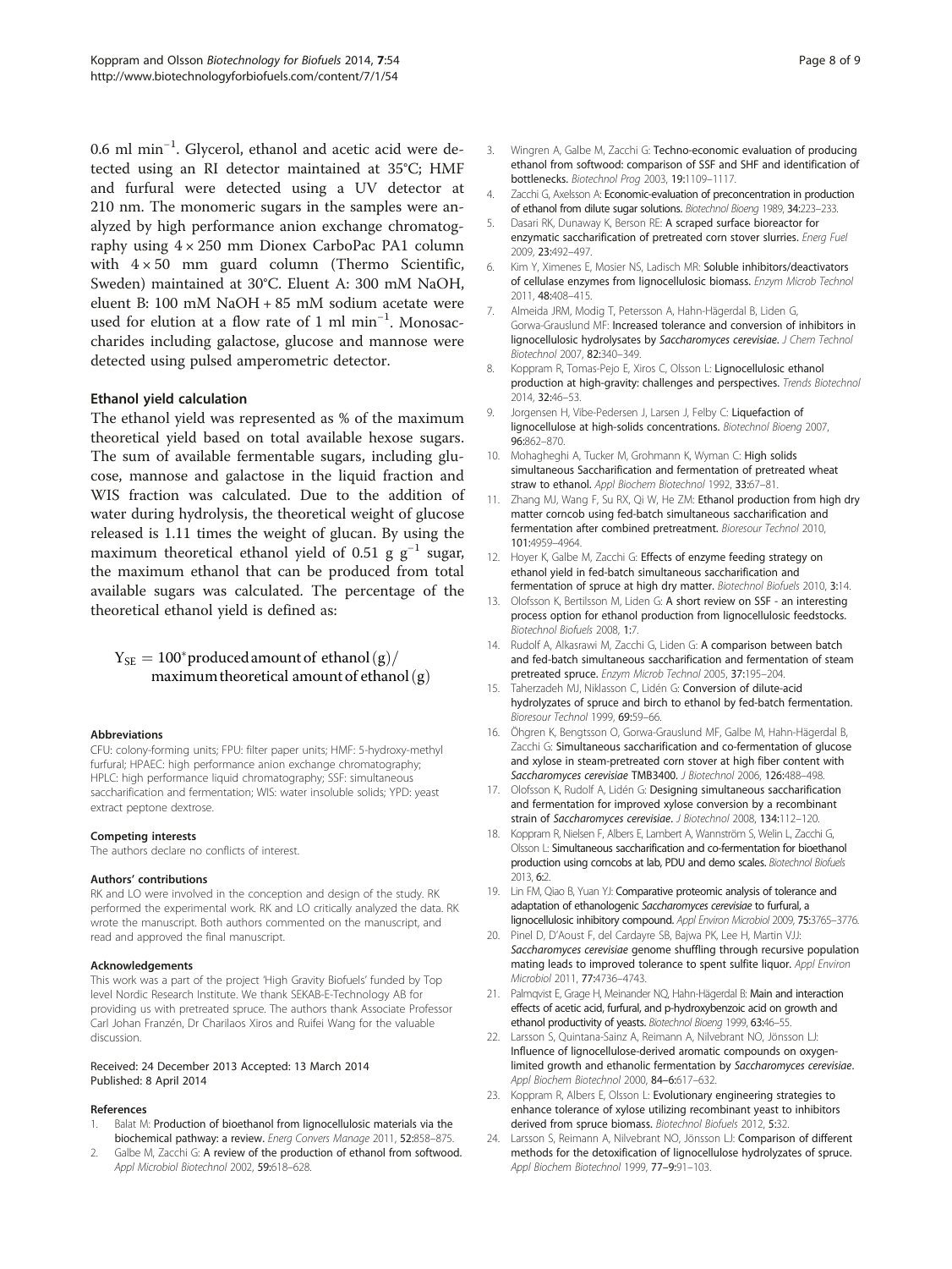0.6 ml $min^{-1}$. Glycerol, ethanol and acetic acid were detected using an RI detector maintained at 35°C; HMF and furfural were detected using a UV detector at 210 nm. The monomeric sugars in the samples were analyzed by high performance anion exchange chromatography using 4 × 250 mm Dionex CarboPac PA1 column with 4 × 50 mm guard column (Thermo Scientific, Sweden) maintained at 30°C. Eluent A: 300 mM NaOH, eluent B: 100 mM NaOH + 85 mM sodium acetate were used for elution at a flow rate of 1 ml $min^{-1}$. Monosaccharides including galactose, glucose and mannose were detected using pulsed amperometric detector.

### Ethanol yield calculation

The ethanol yield was represented as % of the maximum theoretical yield based on total available hexose sugars. The sum of available fermentable sugars, including glucose, mannose and galactose in the liquid fraction and WIS fraction was calculated. Due to the addition of water during hydrolysis, the theoretical weight of glucose released is 1.11 times the weight of glucan. By using the maximum theoretical ethanol yield of 0.51 g $g^{-1}$ sugar, the maximum ethanol that can be produced from total available sugars was calculated. The percentage of the theoretical ethanol yield is defined as:

$$Y_{SE} = 100^{*}\text{produced amount of ethanol (g)}/\text{maximum theoretical amount of ethanol (g)}$$

#### Abbreviations

CFU: colony-forming units; FPU: filter paper units; HMF: 5-hydroxy-methyl furfural; HPAEC: high performance anion exchange chromatography; HPLC: high performance liquid chromatography; SSF: simultaneous saccharification and fermentation; WIS: water insoluble solids; YPD: yeast extract peptone dextrose.

#### Competing interests

The authors declare no conflicts of interest.

#### Authors' contributions

RK and LO were involved in the conception and design of the study. RK performed the experimental work. RK and LO critically analyzed the data. RK wrote the manuscript. Both authors commented on the manuscript, and read and approved the final manuscript.

#### Acknowledgements

This work was a part of the project 'High Gravity Biofuels' funded by Top level Nordic Research Institute. We thank SEKAB-E-Technology AB for providing us with pretreated spruce. The authors thank Associate Professor Carl Johan Franzén, Dr Charilaos Xiros and Ruifei Wang for the valuable discussion.

Received: 24 December 2013 Accepted: 13 March 2014
Published: 8 April 2014

#### References

1. Balat M: **Production of bioethanol from lignocellulosic materials via the biochemical pathway: a review.** *Energ Convers Manage* 2011, **52**:858–875.
2. Galbe M, Zacchi G: **A review of the production of ethanol from softwood.** *Appl Microbiol Biotechnol* 2002, **59**:618–628.
3. Wingren A, Galbe M, Zacchi G: **Techno-economic evaluation of producing ethanol from softwood: comparison of SSF and SHF and identification of bottlenecks.** *Biotechnol Prog* 2003, **19**:1109–1117.
4. Zacchi G, Axelsson A: **Economic-evaluation of preconcentration in production of ethanol from dilute sugar solutions.** *Biotechnol Bioeng* 1989, **34**:223–233.
5. Dasari RK, Dunaway K, Berson RE: **A scraped surface bioreactor for enzymatic saccharification of pretreated corn stover slurries.** *Energ Fuel* 2009, **23**:492–497.
6. Kim Y, Ximenes E, Mosier NS, Ladisch MR: **Soluble inhibitors/deactivators of cellulase enzymes from lignocellulosic biomass.** *Enzym Microb Technol* 2011, **48**:408–415.
7. Almeida JRM, Modig T, Petersson A, Hahn-Hägerdal B, Liden G, Gorwa-Grauslund MF: **Increased tolerance and conversion of inhibitors in lignocellulosic hydrolysates by *Saccharomyces cerevisiae*.** *J Chem Technol Biotechnol* 2007, **82**:340–349.
8. Koppram R, Tomas-Pejo E, Xiros C, Olsson L: **Lignocellulosic ethanol production at high-gravity: challenges and perspectives.** *Trends Biotechnol* 2014, **32**:46–53.
9. Jorgensen H, Vibe-Pedersen J, Larsen J, Felby C: **Liquefaction of lignocellulose at high-solids concentrations.** *Biotechnol Bioeng* 2007, **96**:862–870.
10. Mohagheghi A, Tucker M, Grohmann K, Wyman C: **High solids simultaneous Saccharification and fermentation of pretreated wheat straw to ethanol.** *Appl Biochem Biotechnol* 1992, **33**:67–81.
11. Zhang MJ, Wang F, Su RX, Qi W, He ZM: **Ethanol production from high dry matter corncob using fed-batch simultaneous saccharification and fermentation after combined pretreatment.** *Bioresour Technol* 2010, **101**:4959–4964.
12. Hoyer K, Galbe M, Zacchi G: **Effects of enzyme feeding strategy on ethanol yield in fed-batch simultaneous saccharification and fermentation of spruce at high dry matter.** *Biotechnol Biofuels* 2010, **3**:14.
13. Olofsson K, Bertilsson M, Liden G: **A short review on SSF - an interesting process option for ethanol production from lignocellulosic feedstocks.** *Biotechnol Biofuels* 2008, **1**:7.
14. Rudolf A, Alkasrawi M, Zacchi G, Liden G: **A comparison between batch and fed-batch simultaneous saccharification and fermentation of steam pretreated spruce.** *Enzym Microb Technol* 2005, **37**:195–204.
15. Taherzadeh MJ, Niklasson C, Lidén G: **Conversion of dilute-acid hydrolyzates of spruce and birch to ethanol by fed-batch fermentation.** *Bioresour Technol* 1999, **69**:59–66.
16. Öhgren K, Bengtsson O, Gorwa-Grauslund MF, Galbe M, Hahn-Hägerdal B, Zacchi G: **Simultaneous saccharification and co-fermentation of glucose and xylose in steam-pretreated corn stover at high fiber content with *Saccharomyces cerevisiae* TMB3400.** *J Biotechnol* 2006, **126**:488–498.
17. Olofsson K, Rudolf A, Lidén G: **Designing simultaneous saccharification and fermentation for improved xylose conversion by a recombinant strain of *Saccharomyces cerevisiae*.** *J Biotechnol* 2008, **134**:112–120.
18. Koppram R, Nielsen F, Albers E, Lambert A, Wannström S, Welin L, Zacchi G, Olsson L: **Simultaneous saccharification and co-fermentation for bioethanol production using corncobs at lab, PDU and demo scales.** *Biotechnol Biofuels* 2013, **6**:2.
19. Lin FM, Qiao B, Yuan YJ: **Comparative proteomic analysis of tolerance and adaptation of ethanologenic *Saccharomyces cerevisiae* to furfural, a lignocellulosic inhibitory compound.** *Appl Environ Microbiol* 2009, **75**:3765–3776.
20. Pinel D, D'Aoust F, del Cardayre SB, Bajwa PK, Lee H, Martin VJJ: ***Saccharomyces cerevisiae* genome shuffling through recursive population mating leads to improved tolerance to spent sulfite liquor.** *Appl Environ Microbiol* 2011, **77**:4736–4743.
21. Palmqvist E, Grage H, Meinander NQ, Hahn-Hägerdal B: **Main and interaction effects of acetic acid, furfural, and p-hydroxybenzoic acid on growth and ethanol productivity of yeasts.** *Biotechnol Bioeng* 1999, **63**:46–55.
22. Larsson S, Quintana-Sainz A, Reimann A, Nilvebrant NO, Jönsson LJ: **Influence of lignocellulose-derived aromatic compounds on oxygen-limited growth and ethanolic fermentation by *Saccharomyces cerevisiae*.** *Appl Biochem Biotechnol* 2000, **84–6**:617–632.
23. Koppram R, Albers E, Olsson L: **Evolutionary engineering strategies to enhance tolerance of xylose utilizing recombinant yeast to inhibitors derived from spruce biomass.** *Biotechnol Biofuels* 2012, **5**:32.
24. Larsson S, Reimann A, Nilvebrant NO, Jönsson LJ: **Comparison of different methods for the detoxification of lignocellulose hydrolyzates of spruce.** *Appl Biochem Biotechnol* 1999, **77–9**:91–103.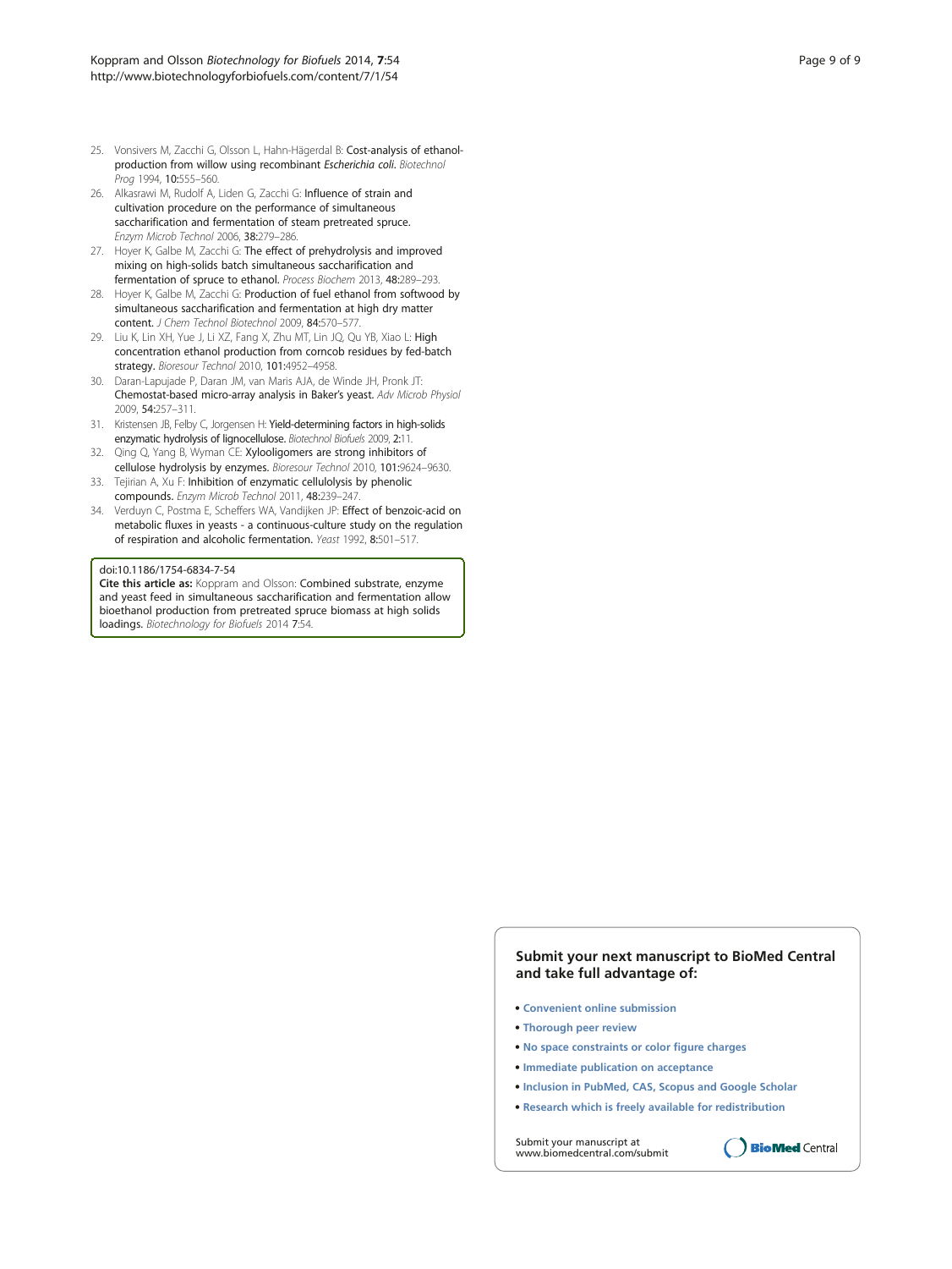25. Vonsivers M, Zacchi G, Olsson L, Hahn-Hägerdal B: Cost-analysis of ethanol-production from willow using recombinant *Escherichia coli*. *Biotechnol Prog* 1994, **10**:555–560.
26. Alkasrawi M, Rudolf A, Liden G, Zacchi G: Influence of strain and cultivation procedure on the performance of simultaneous saccharification and fermentation of steam pretreated spruce. *Enzym Microb Technol* 2006, **38**:279–286.
27. Hoyer K, Galbe M, Zacchi G: The effect of prehydrolysis and improved mixing on high-solids batch simultaneous saccharification and fermentation of spruce to ethanol. *Process Biochem* 2013, **48**:289–293.
28. Hoyer K, Galbe M, Zacchi G: Production of fuel ethanol from softwood by simultaneous saccharification and fermentation at high dry matter content. *J Chem Technol Biotechnol* 2009, **84**:570–577.
29. Liu K, Lin XH, Yue J, Li XZ, Fang X, Zhu MT, Lin JQ, Qu YB, Xiao L: High concentration ethanol production from corncob residues by fed-batch strategy. *Bioresour Technol* 2010, **101**:4952–4958.
30. Daran-Lapujade P, Daran JM, van Maris AJA, de Winde JH, Pronk JT: Chemostat-based micro-array analysis in Baker's yeast. *Adv Microb Physiol* 2009, **54**:257–311.
31. Kristensen JB, Felby C, Jorgensen H: Yield-determining factors in high-solids enzymatic hydrolysis of lignocellulose. *Biotechnol Biofuels* 2009, **2**:11.
32. Qing Q, Yang B, Wyman CE: Xylooligomers are strong inhibitors of cellulose hydrolysis by enzymes. *Bioresour Technol* 2010, **101**:9624–9630.
33. Tejirian A, Xu F: Inhibition of enzymatic cellulolysis by phenolic compounds. *Enzym Microb Technol* 2011, **48**:239–247.
34. Verduyn C, Postma E, Scheffers WA, Vandijken JP: Effect of benzoic-acid on metabolic fluxes in yeasts - a continuous-culture study on the regulation of respiration and alcoholic fermentation. *Yeast* 1992, **8**:501–517.

doi:10.1186/1754-6834-7-54
**Cite this article as:** Koppram and Olsson: Combined substrate, enzyme and yeast feed in simultaneous saccharification and fermentation allow bioethanol production from pretreated spruce biomass at high solids loadings. *Biotechnology for Biofuels* 2014 **7**:54.

**Submit your next manuscript to BioMed Central and take full advantage of:**

- **Convenient online submission**
- **Thorough peer review**
- **No space constraints or color figure charges**
- **Immediate publication on acceptance**
- **Inclusion in PubMed, CAS, Scopus and Google Scholar**
- **Research which is freely available for redistribution**

Submit your manuscript at
www.biomedcentral.com/submit

BioMed Central